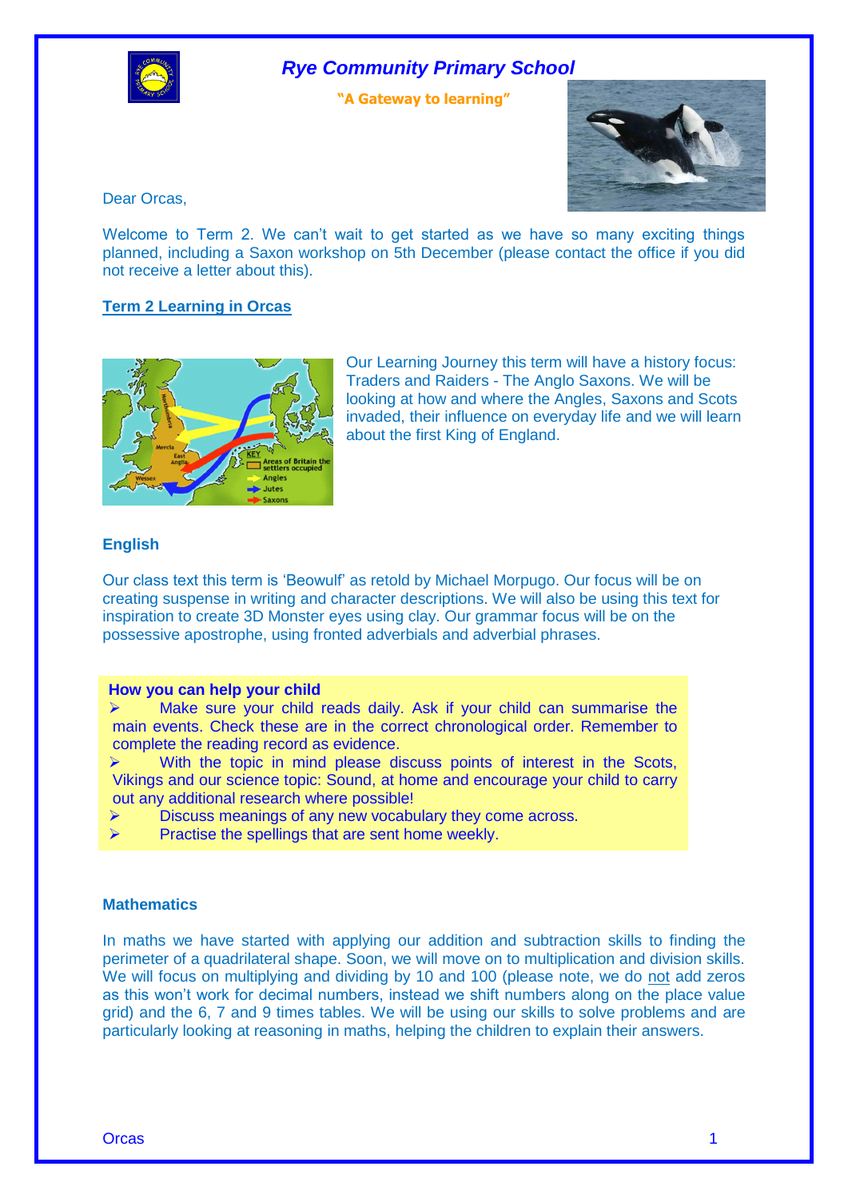# *Rye Community Primary School*

**"A Gateway to learning"**

Dear Orcas,

Welcome to Term 2. We can't wait to get started as we have so many exciting things planned, including a Saxon workshop on 5th December (please contact the office if you did not receive a letter about this).

## Term 2 Learning in Orcas

Our Learning Journey this term will have a history focus: Traders and Raiders - The Anglo Saxons. We will be looking at how and where the Angles, Saxons and Scots invaded, their influence on everyday life and we will learn about the first King of England.

### English

Our class text this term is 'Beowulf' as retold by Michael Morpugo. Our focus will be on creating suspense in writing and character descriptions. We will also be using this text for inspiration to create 3D Monster eyes using clay. Our grammar focus will be on the possessive apostrophe, using fronted adverbials and adverbial phrases.

**How you can help your child**

- Make sure your child reads daily. Ask if your child can summarise the main events. Check these are in the correct chronological order. Remember to complete the reading record as evidence.
- With the topic in mind please discuss points of interest in the Scots, Vikings and our science topic: Sound, at home and encourage your child to carry out any additional research where possible!
- Discuss meanings of any new vocabulary they come across.
- Practise the spellings that are sent home weekly.

### Mathematics

In maths we have started with applying our addition and subtraction skills to finding the perimeter of a quadrilateral shape. Soon, we will move on to multiplication and division skills. We will focus on multiplying and dividing by 10 and 100 (please note, we do not add zeros as this won't work for decimal numbers, instead we shift numbers along on the place value grid) and the 6, 7 and 9 times tables. We will be using our skills to solve problems and are particularly looking at reasoning in maths, helping the children to explain their answers.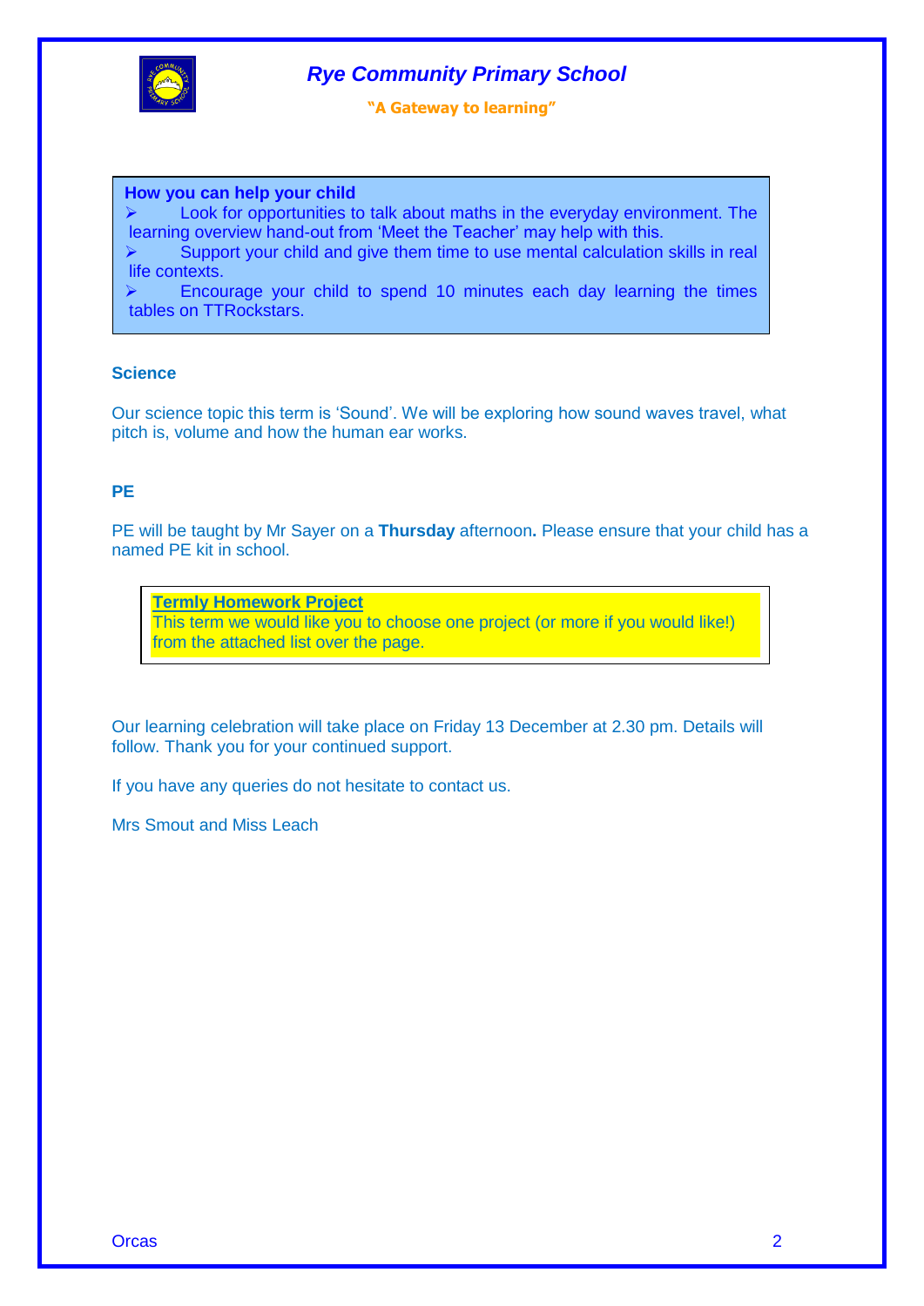# Rye Community Primary School

**"A Gateway to learning"**

**How you can help your child**

- Look for opportunities to talk about maths in the everyday environment. The learning overview hand-out from 'Meet the Teacher' may help with this.
- Support your child and give them time to use mental calculation skills in real life contexts.
- Encourage your child to spend 10 minutes each day learning the times tables on TTRockstars.

### Science

Our science topic this term is 'Sound'. We will be exploring how sound waves travel, what pitch is, volume and how the human ear works.

### PE

PE will be taught by Mr Sayer on a **Thursday** afternoon**.** Please ensure that your child has a named PE kit in school.

**Termly Homework Project**
This term we would like you to choose one project (or more if you would like!) from the attached list over the page.

Our learning celebration will take place on Friday 13 December at 2.30 pm. Details will follow. Thank you for your continued support.

If you have any queries do not hesitate to contact us.

Mrs Smout and Miss Leach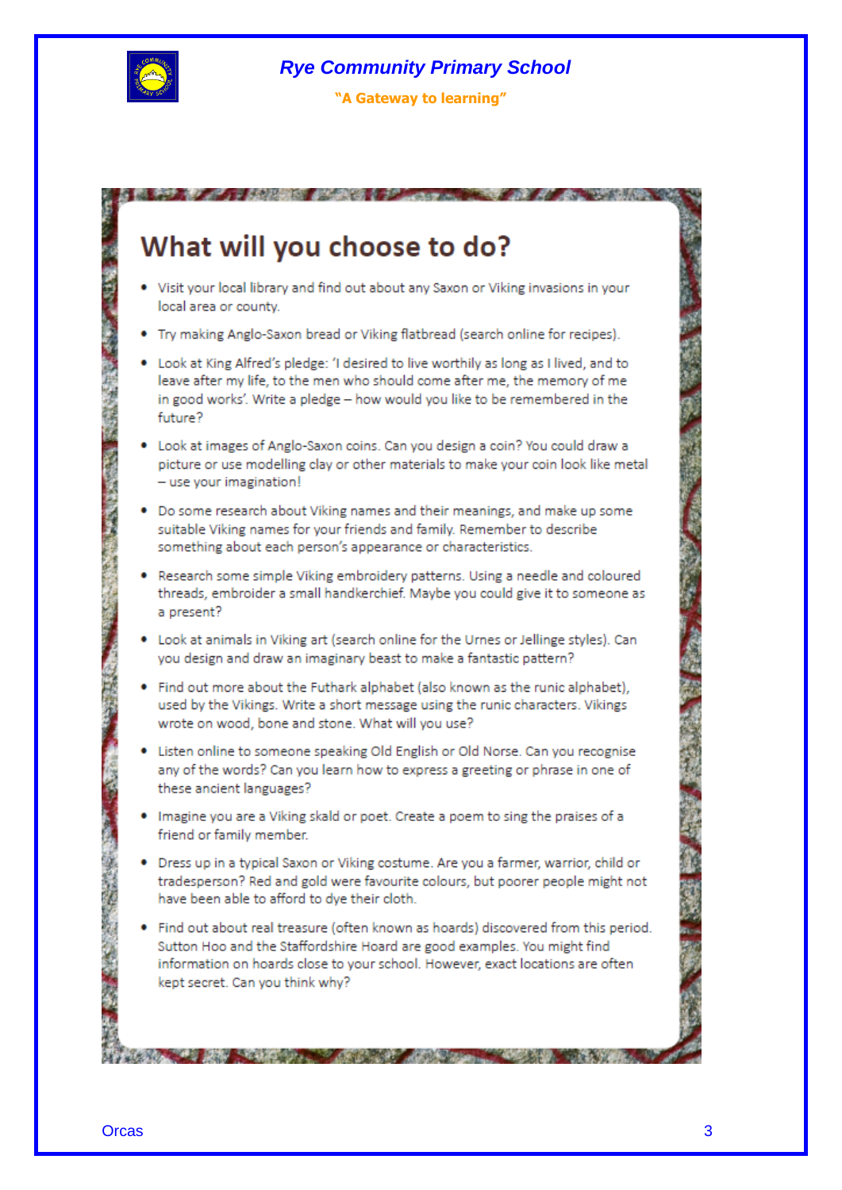# What will you choose to do?

- Visit your local library and find out about any Saxon or Viking invasions in your local area or county.
- Try making Anglo-Saxon bread or Viking flatbread (search online for recipes).
- Look at King Alfred's pledge: 'I desired to live worthily as long as I lived, and to leave after my life, to the men who should come after me, the memory of me in good works'. Write a pledge – how would you like to be remembered in the future?
- Look at images of Anglo-Saxon coins. Can you design a coin? You could draw a picture or use modelling clay or other materials to make your coin look like metal – use your imagination!
- Do some research about Viking names and their meanings, and make up some suitable Viking names for your friends and family. Remember to describe something about each person's appearance or characteristics.
- Research some simple Viking embroidery patterns. Using a needle and coloured threads, embroider a small handkerchief. Maybe you could give it to someone as a present?
- Look at animals in Viking art (search online for the Urnes or Jellinge styles). Can you design and draw an imaginary beast to make a fantastic pattern?
- Find out more about the Futhark alphabet (also known as the runic alphabet), used by the Vikings. Write a short message using the runic characters. Vikings wrote on wood, bone and stone. What will you use?
- Listen online to someone speaking Old English or Old Norse. Can you recognise any of the words? Can you learn how to express a greeting or phrase in one of these ancient languages?
- Imagine you are a Viking skald or poet. Create a poem to sing the praises of a friend or family member.
- Dress up in a typical Saxon or Viking costume. Are you a farmer, warrior, child or tradesperson? Red and gold were favourite colours, but poorer people might not have been able to afford to dye their cloth.
- Find out about real treasure (often known as hoards) discovered from this period. Sutton Hoo and the Staffordshire Hoard are good examples. You might find information on hoards close to your school. However, exact locations are often kept secret. Can you think why?